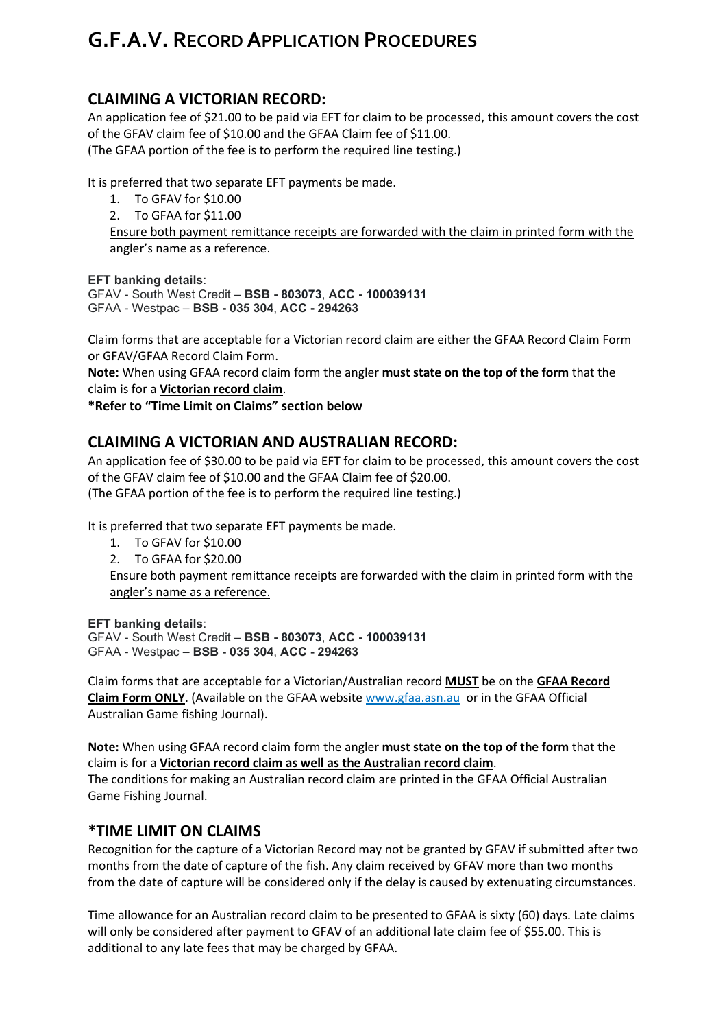# G.F.A.V. RECORD APPLICATION PROCEDURES

## CLAIMING A VICTORIAN RECORD:

An application fee of $21.00 to be paid via EFT for claim to be processed, this amount covers the cost of the GFAV claim fee of $10.00 and the GFAA Claim fee of $11.00.
(The GFAA portion of the fee is to perform the required line testing.)

It is preferred that two separate EFT payments be made.

1. To GFAV for $10.00
2. To GFAA for $11.00

Ensure both payment remittance receipts are forwarded with the claim in printed form with the angler's name as a reference.

**EFT banking details**:
GFAV - South West Credit – **BSB - 803073**, **ACC - 100039131**
GFAA - Westpac – **BSB - 035 304**, **ACC - 294263**

Claim forms that are acceptable for a Victorian record claim are either the GFAA Record Claim Form or GFAV/GFAA Record Claim Form.
**Note:** When using GFAA record claim form the angler **must state on the top of the form** that the claim is for a **Victorian record claim**.
**\*Refer to "Time Limit on Claims" section below**

## CLAIMING A VICTORIAN AND AUSTRALIAN RECORD:

An application fee of $30.00 to be paid via EFT for claim to be processed, this amount covers the cost of the GFAV claim fee of $10.00 and the GFAA Claim fee of $20.00.
(The GFAA portion of the fee is to perform the required line testing.)

It is preferred that two separate EFT payments be made.

1. To GFAV for $10.00
2. To GFAA for $20.00

Ensure both payment remittance receipts are forwarded with the claim in printed form with the angler's name as a reference.

**EFT banking details**:
GFAV - South West Credit – **BSB - 803073**, **ACC - 100039131**
GFAA - Westpac – **BSB - 035 304**, **ACC - 294263**

Claim forms that are acceptable for a Victorian/Australian record **MUST** be on the **GFAA Record Claim Form ONLY**. (Available on the GFAA website www.gfaa.asn.au or in the GFAA Official Australian Game fishing Journal).

**Note:** When using GFAA record claim form the angler **must state on the top of the form** that the claim is for a **Victorian record claim as well as the Australian record claim**.
The conditions for making an Australian record claim are printed in the GFAA Official Australian Game Fishing Journal.

## *TIME LIMIT ON CLAIMS

Recognition for the capture of a Victorian Record may not be granted by GFAV if submitted after two months from the date of capture of the fish. Any claim received by GFAV more than two months from the date of capture will be considered only if the delay is caused by extenuating circumstances.

Time allowance for an Australian record claim to be presented to GFAA is sixty (60) days. Late claims will only be considered after payment to GFAV of an additional late claim fee of $55.00. This is additional to any late fees that may be charged by GFAA.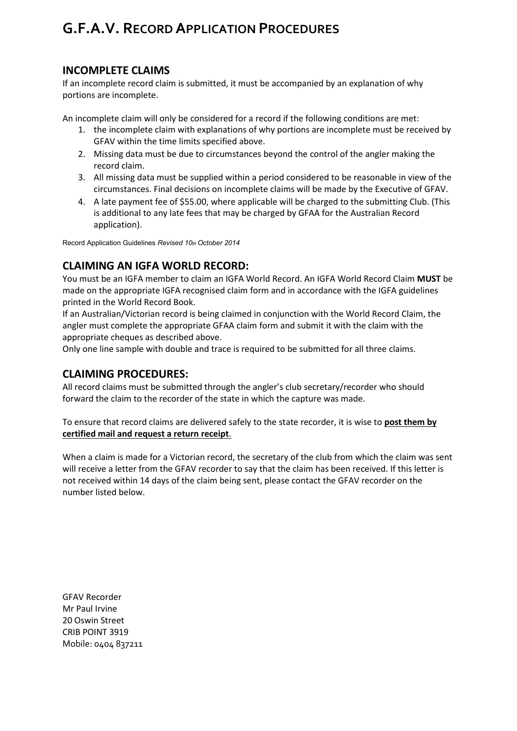# G.F.A.V. Record Application Procedures

## INCOMPLETE CLAIMS

If an incomplete record claim is submitted, it must be accompanied by an explanation of why portions are incomplete.

An incomplete claim will only be considered for a record if the following conditions are met:

1. the incomplete claim with explanations of why portions are incomplete must be received by GFAV within the time limits specified above.
2. Missing data must be due to circumstances beyond the control of the angler making the record claim.
3. All missing data must be supplied within a period considered to be reasonable in view of the circumstances. Final decisions on incomplete claims will be made by the Executive of GFAV.
4. A late payment fee of $55.00, where applicable will be charged to the submitting Club. (This is additional to any late fees that may be charged by GFAA for the Australian Record application).

Record Application Guidelines *Revised 10th October 2014*

## CLAIMING AN IGFA WORLD RECORD:

You must be an IGFA member to claim an IGFA World Record. An IGFA World Record Claim **MUST** be made on the appropriate IGFA recognised claim form and in accordance with the IGFA guidelines printed in the World Record Book.

If an Australian/Victorian record is being claimed in conjunction with the World Record Claim, the angler must complete the appropriate GFAA claim form and submit it with the claim with the appropriate cheques as described above.

Only one line sample with double and trace is required to be submitted for all three claims.

## CLAIMING PROCEDURES:

All record claims must be submitted through the angler's club secretary/recorder who should forward the claim to the recorder of the state in which the capture was made.

To ensure that record claims are delivered safely to the state recorder, it is wise to **post them by certified mail and request a return receipt**.

When a claim is made for a Victorian record, the secretary of the club from which the claim was sent will receive a letter from the GFAV recorder to say that the claim has been received. If this letter is not received within 14 days of the claim being sent, please contact the GFAV recorder on the number listed below.

GFAV Recorder
Mr Paul Irvine
20 Oswin Street
CRIB POINT 3919
Mobile: 0404 837211